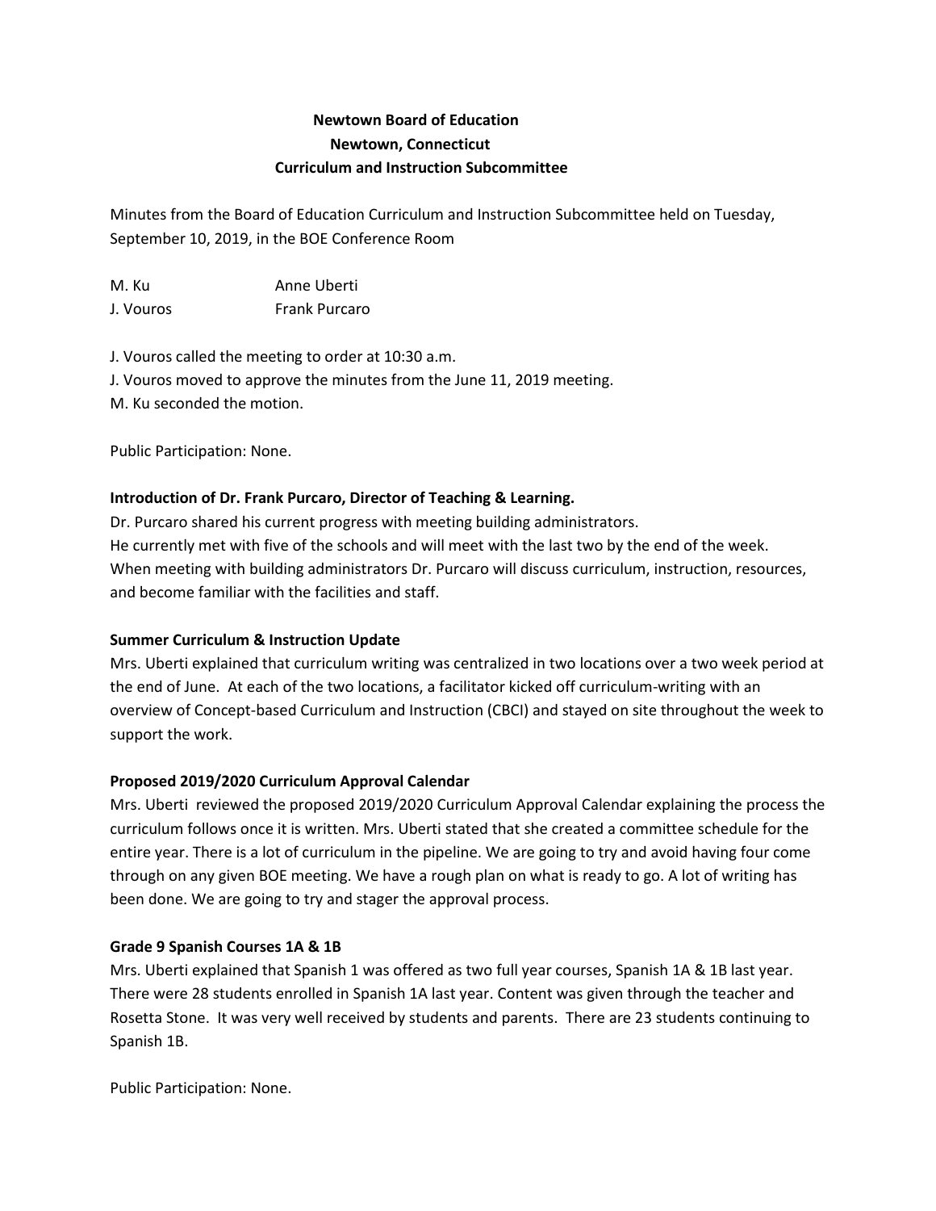**Newtown Board of Education**
**Newtown, Connecticut**
**Curriculum and Instruction Subcommittee**

Minutes from the Board of Education Curriculum and Instruction Subcommittee held on Tuesday, September 10, 2019, in the BOE Conference Room

| | |
|---|---|
| M. Ku | Anne Uberti |
| J. Vouros | Frank Purcaro |

J. Vouros called the meeting to order at 10:30 a.m.
J. Vouros moved to approve the minutes from the June 11, 2019 meeting.
M. Ku seconded the motion.

Public Participation: None.

**Introduction of Dr. Frank Purcaro, Director of Teaching & Learning.**

Dr. Purcaro shared his current progress with meeting building administrators.
He currently met with five of the schools and will meet with the last two by the end of the week.
When meeting with building administrators Dr. Purcaro will discuss curriculum, instruction, resources, and become familiar with the facilities and staff.

**Summer Curriculum & Instruction Update**

Mrs. Uberti explained that curriculum writing was centralized in two locations over a two week period at the end of June. At each of the two locations, a facilitator kicked off curriculum-writing with an overview of Concept-based Curriculum and Instruction (CBCI) and stayed on site throughout the week to support the work.

**Proposed 2019/2020 Curriculum Approval Calendar**

Mrs. Uberti reviewed the proposed 2019/2020 Curriculum Approval Calendar explaining the process the curriculum follows once it is written. Mrs. Uberti stated that she created a committee schedule for the entire year. There is a lot of curriculum in the pipeline. We are going to try and avoid having four come through on any given BOE meeting. We have a rough plan on what is ready to go. A lot of writing has been done. We are going to try and stager the approval process.

**Grade 9 Spanish Courses 1A & 1B**

Mrs. Uberti explained that Spanish 1 was offered as two full year courses, Spanish 1A & 1B last year. There were 28 students enrolled in Spanish 1A last year. Content was given through the teacher and Rosetta Stone. It was very well received by students and parents. There are 23 students continuing to Spanish 1B.

Public Participation: None.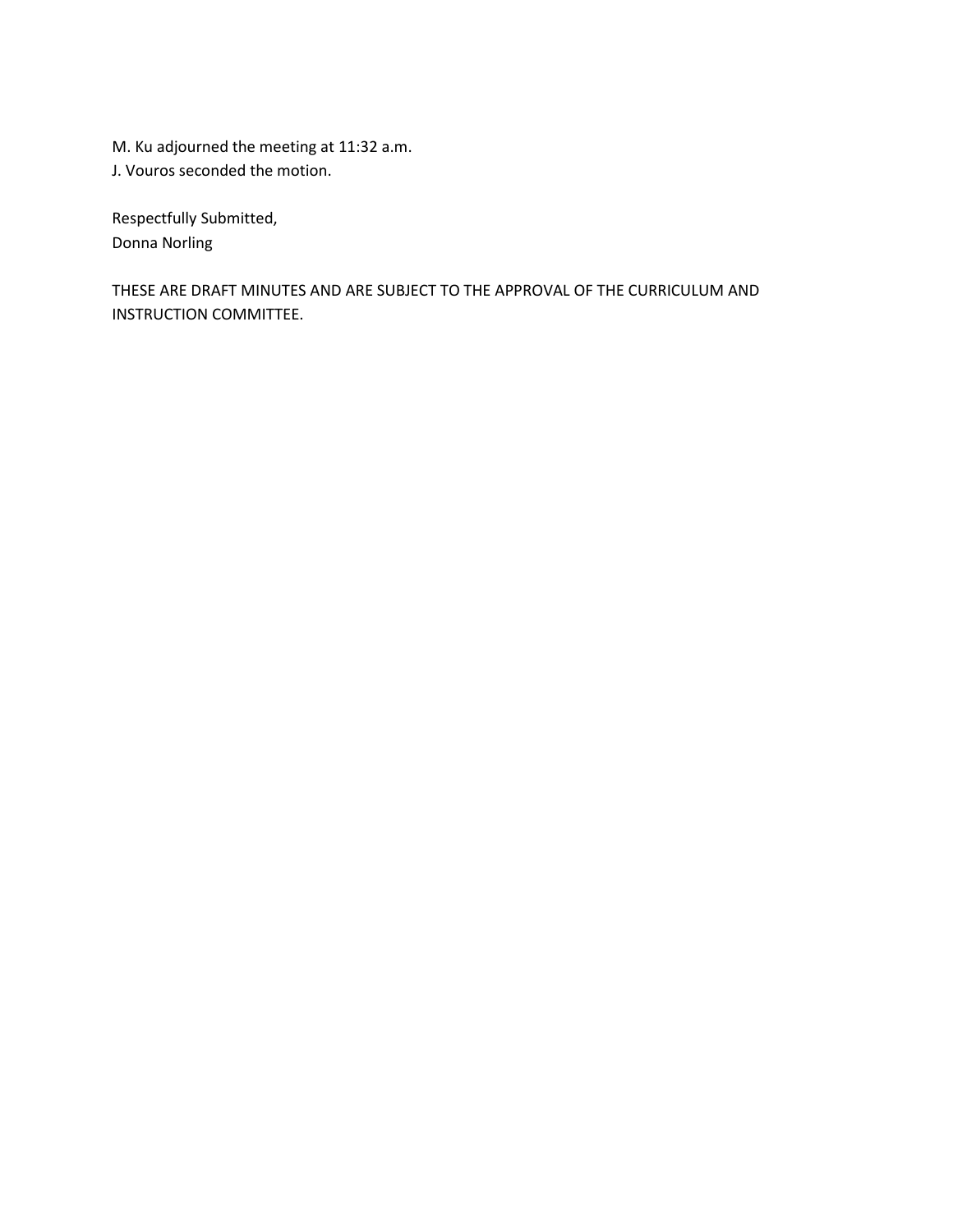M. Ku adjourned the meeting at 11:32 a.m.
J. Vouros seconded the motion.

Respectfully Submitted,
Donna Norling

THESE ARE DRAFT MINUTES AND ARE SUBJECT TO THE APPROVAL OF THE CURRICULUM AND INSTRUCTION COMMITTEE.